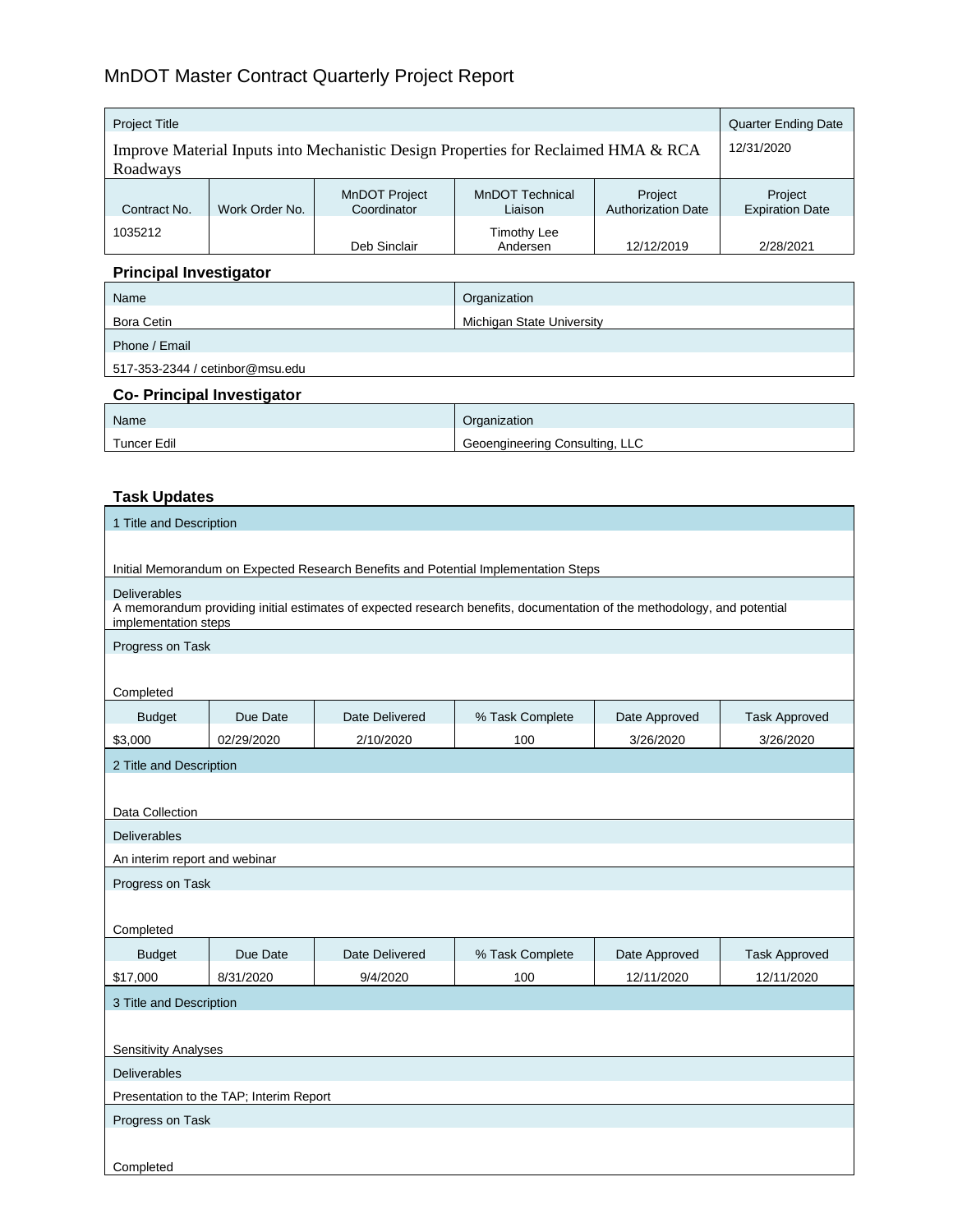# MnDOT Master Contract Quarterly Project Report

| Project Title | | | | | Quarter Ending Date |
|---|---|---|---|---|---|
| Improve Material Inputs into Mechanistic Design Properties for Reclaimed HMA & RCA Roadways | | | | | 12/31/2020 |
| Contract No. | Work Order No. | MnDOT Project Coordinator | MnDOT Technical Liaison | Project Authorization Date | Project Expiration Date |
| 1035212 | | Deb Sinclair | Timothy Lee Andersen | 12/12/2019 | 2/28/2021 |

## Principal Investigator

| Name | Organization |
|---|---|
| Bora Cetin | Michigan State University |
| Phone / Email | |
| 517-353-2344 / cetinbor@msu.edu | |

## Co- Principal Investigator

| Name | Organization |
|---|---|
| Tuncer Edil | Geoengineering Consulting, LLC |

## Task Updates

**1 Title and Description**

Initial Memorandum on Expected Research Benefits and Potential Implementation Steps

**Deliverables**

A memorandum providing initial estimates of expected research benefits, documentation of the methodology, and potential implementation steps

**Progress on Task**

Completed

| Budget | Due Date | Date Delivered | % Task Complete | Date Approved | Task Approved |
|---|---|---|---|---|---|
| $3,000 | 02/29/2020 | 2/10/2020 | 100 | 3/26/2020 | 3/26/2020 |

**2 Title and Description**

Data Collection

**Deliverables**

An interim report and webinar

**Progress on Task**

Completed

| Budget | Due Date | Date Delivered | % Task Complete | Date Approved | Task Approved |
|---|---|---|---|---|---|
| $17,000 | 8/31/2020 | 9/4/2020 | 100 | 12/11/2020 | 12/11/2020 |

**3 Title and Description**

Sensitivity Analyses

**Deliverables**

Presentation to the TAP; Interim Report

**Progress on Task**

Completed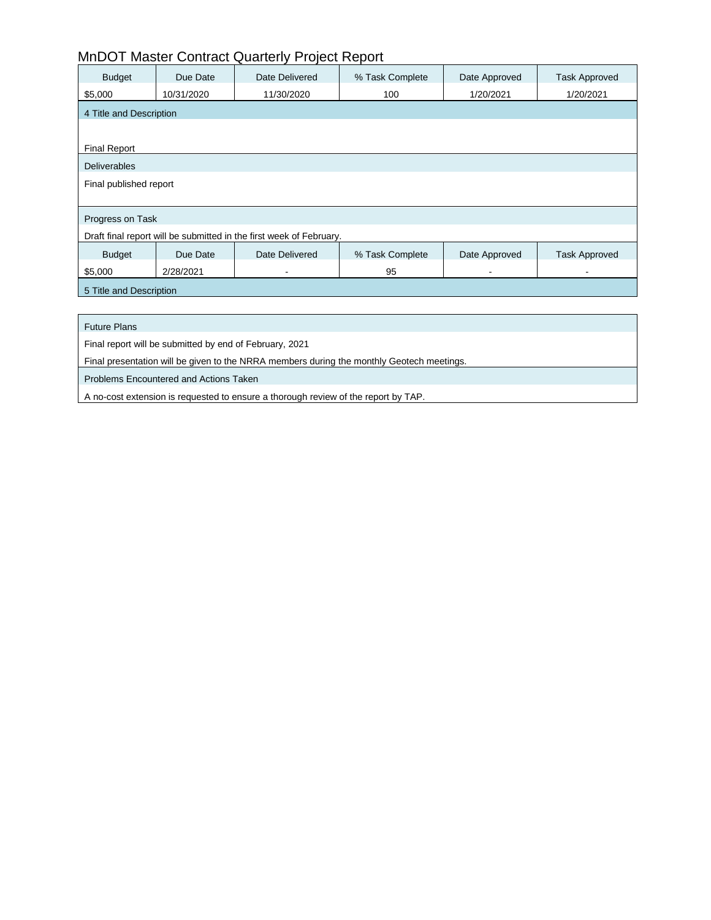# MnDOT Master Contract Quarterly Project Report

| Budget | Due Date | Date Delivered | % Task Complete | Date Approved | Task Approved |
|---|---|---|---|---|---|
| $5,000 | 10/31/2020 | 11/30/2020 | 100 | 1/20/2021 | 1/20/2021 |

**4 Title and Description**

Final Report

**Deliverables**

Final published report

**Progress on Task**

Draft final report will be submitted in the first week of February.

| Budget | Due Date | Date Delivered | % Task Complete | Date Approved | Task Approved |
|---|---|---|---|---|---|
| $5,000 | 2/28/2021 | - | 95 | - | - |

**5 Title and Description**

**Future Plans**

Final report will be submitted by end of February, 2021

Final presentation will be given to the NRRA members during the monthly Geotech meetings.

**Problems Encountered and Actions Taken**

A no-cost extension is requested to ensure a thorough review of the report by TAP.